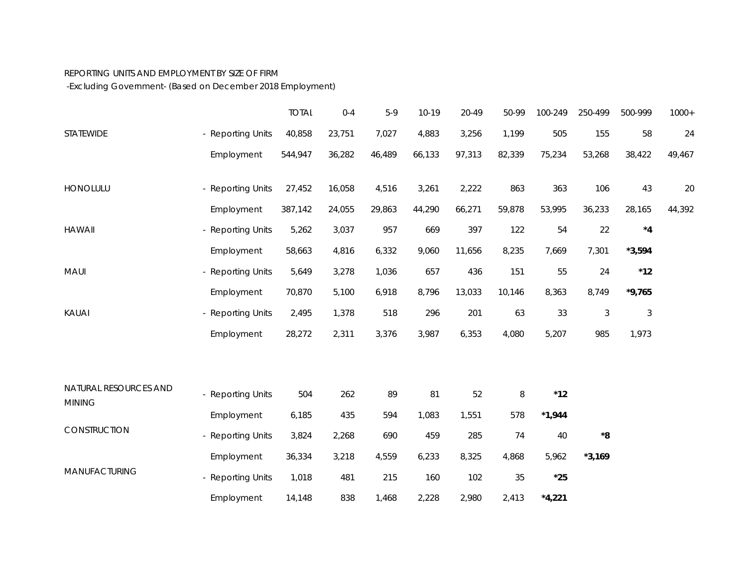REPORTING UNITS AND EMPLOYMENT BY SIZE OF FIRM

-Excluding Government- (Based on December 2018 Employment)

| | | TOTAL | 0-4 | 5-9 | 10-19 | 20-49 | 50-99 | 100-249 | 250-499 | 500-999 | 1000+ |
|---|---|---|---|---|---|---|---|---|---|---|---|
| STATEWIDE | - Reporting Units | 40,858 | 23,751 | 7,027 | 4,883 | 3,256 | 1,199 | 505 | 155 | 58 | 24 |
| | Employment | 544,947 | 36,282 | 46,489 | 66,133 | 97,313 | 82,339 | 75,234 | 53,268 | 38,422 | 49,467 |
| HONOLULU | - Reporting Units | 27,452 | 16,058 | 4,516 | 3,261 | 2,222 | 863 | 363 | 106 | 43 | 20 |
| | Employment | 387,142 | 24,055 | 29,863 | 44,290 | 66,271 | 59,878 | 53,995 | 36,233 | 28,165 | 44,392 |
| HAWAII | - Reporting Units | 5,262 | 3,037 | 957 | 669 | 397 | 122 | 54 | 22 | **\*4** | |
| | Employment | 58,663 | 4,816 | 6,332 | 9,060 | 11,656 | 8,235 | 7,669 | 7,301 | **\*3,594** | |
| MAUI | - Reporting Units | 5,649 | 3,278 | 1,036 | 657 | 436 | 151 | 55 | 24 | **\*12** | |
| | Employment | 70,870 | 5,100 | 6,918 | 8,796 | 13,033 | 10,146 | 8,363 | 8,749 | **\*9,765** | |
| KAUAI | - Reporting Units | 2,495 | 1,378 | 518 | 296 | 201 | 63 | 33 | 3 | 3 | |
| | Employment | 28,272 | 2,311 | 3,376 | 3,987 | 6,353 | 4,080 | 5,207 | 985 | 1,973 | |
| NATURAL RESOURCES AND MINING | - Reporting Units | 504 | 262 | 89 | 81 | 52 | 8 | **\*12** | | | |
| | Employment | 6,185 | 435 | 594 | 1,083 | 1,551 | 578 | **\*1,944** | | | |
| CONSTRUCTION | - Reporting Units | 3,824 | 2,268 | 690 | 459 | 285 | 74 | 40 | **\*8** | | |
| | Employment | 36,334 | 3,218 | 4,559 | 6,233 | 8,325 | 4,868 | 5,962 | **\*3,169** | | |
| MANUFACTURING | - Reporting Units | 1,018 | 481 | 215 | 160 | 102 | 35 | **\*25** | | | |
| | Employment | 14,148 | 838 | 1,468 | 2,228 | 2,980 | 2,413 | **\*4,221** | | | |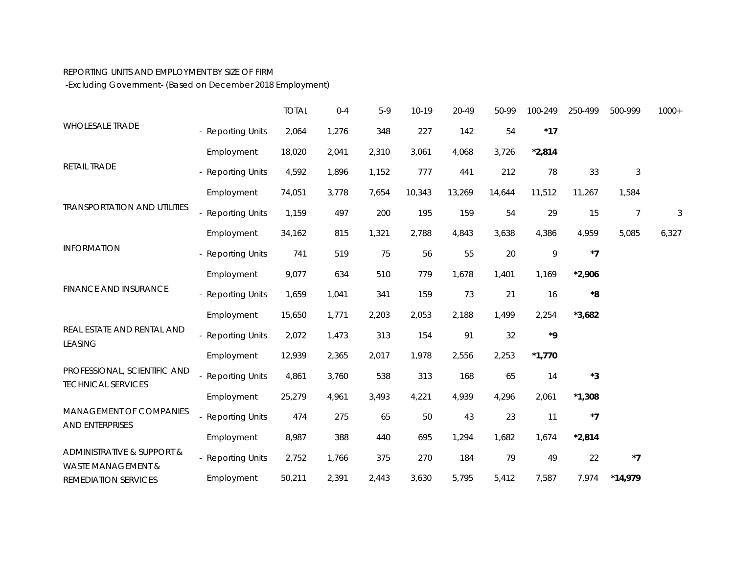REPORTING UNITS AND EMPLOYMENT BY SIZE OF FIRM

-Excluding Government- (Based on December 2018 Employment)

| | | TOTAL | 0-4 | 5-9 | 10-19 | 20-49 | 50-99 | 100-249 | 250-499 | 500-999 | 1000+ |
|---|---|---|---|---|---|---|---|---|---|---|---|
| WHOLESALE TRADE | - Reporting Units | 2,064 | 1,276 | 348 | 227 | 142 | 54 | **\*17** | | | |
| | Employment | 18,020 | 2,041 | 2,310 | 3,061 | 4,068 | 3,726 | **\*2,814** | | | |
| RETAIL TRADE | - Reporting Units | 4,592 | 1,896 | 1,152 | 777 | 441 | 212 | 78 | 33 | 3 | |
| | Employment | 74,051 | 3,778 | 7,654 | 10,343 | 13,269 | 14,644 | 11,512 | 11,267 | 1,584 | |
| TRANSPORTATION AND UTILITIES | - Reporting Units | 1,159 | 497 | 200 | 195 | 159 | 54 | 29 | 15 | 7 | 3 |
| | Employment | 34,162 | 815 | 1,321 | 2,788 | 4,843 | 3,638 | 4,386 | 4,959 | 5,085 | 6,327 |
| INFORMATION | - Reporting Units | 741 | 519 | 75 | 56 | 55 | 20 | 9 | **\*7** | | |
| | Employment | 9,077 | 634 | 510 | 779 | 1,678 | 1,401 | 1,169 | **\*2,906** | | |
| FINANCE AND INSURANCE | - Reporting Units | 1,659 | 1,041 | 341 | 159 | 73 | 21 | 16 | **\*8** | | |
| | Employment | 15,650 | 1,771 | 2,203 | 2,053 | 2,188 | 1,499 | 2,254 | **\*3,682** | | |
| REAL ESTATE AND RENTAL AND LEASING | - Reporting Units | 2,072 | 1,473 | 313 | 154 | 91 | 32 | **\*9** | | | |
| | Employment | 12,939 | 2,365 | 2,017 | 1,978 | 2,556 | 2,253 | **\*1,770** | | | |
| PROFESSIONAL, SCIENTIFIC AND TECHNICAL SERVICES | - Reporting Units | 4,861 | 3,760 | 538 | 313 | 168 | 65 | 14 | **\*3** | | |
| | Employment | 25,279 | 4,961 | 3,493 | 4,221 | 4,939 | 4,296 | 2,061 | **\*1,308** | | |
| MANAGEMENT OF COMPANIES AND ENTERPRISES | - Reporting Units | 474 | 275 | 65 | 50 | 43 | 23 | 11 | **\*7** | | |
| | Employment | 8,987 | 388 | 440 | 695 | 1,294 | 1,682 | 1,674 | **\*2,814** | | |
| ADMINISTRATIVE & SUPPORT & WASTE MANAGEMENT & REMEDIATION SERVICES | - Reporting Units | 2,752 | 1,766 | 375 | 270 | 184 | 79 | 49 | 22 | **\*7** | |
| | Employment | 50,211 | 2,391 | 2,443 | 3,630 | 5,795 | 5,412 | 7,587 | 7,974 | **\*14,979** | |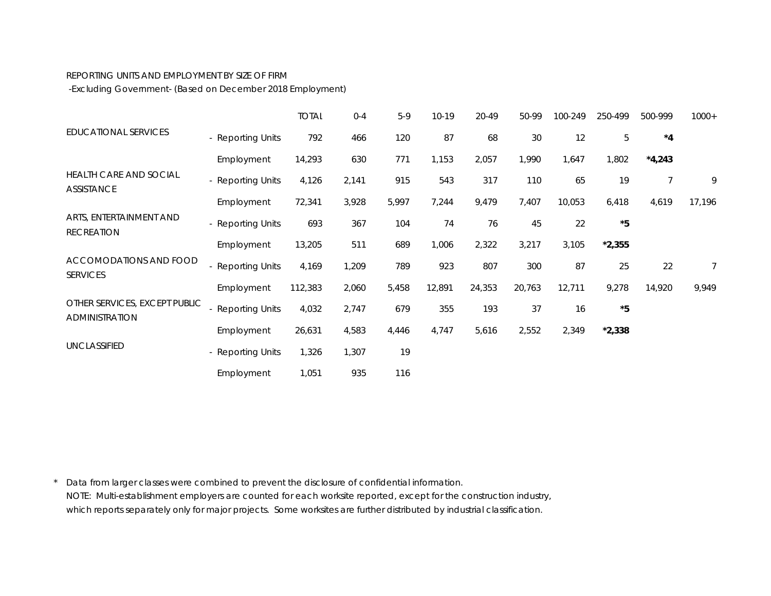REPORTING UNITS AND EMPLOYMENT BY SIZE OF FIRM

-Excluding Government- (Based on December 2018 Employment)

| | | TOTAL | 0-4 | 5-9 | 10-19 | 20-49 | 50-99 | 100-249 | 250-499 | 500-999 | 1000+ |
|---|---|---|---|---|---|---|---|---|---|---|---|
| EDUCATIONAL SERVICES | - Reporting Units | 792 | 466 | 120 | 87 | 68 | 30 | 12 | 5 | ***4** | |
| | Employment | 14,293 | 630 | 771 | 1,153 | 2,057 | 1,990 | 1,647 | 1,802 | ***4,243** | |
| HEALTH CARE AND SOCIAL ASSISTANCE | - Reporting Units | 4,126 | 2,141 | 915 | 543 | 317 | 110 | 65 | 19 | 7 | 9 |
| | Employment | 72,341 | 3,928 | 5,997 | 7,244 | 9,479 | 7,407 | 10,053 | 6,418 | 4,619 | 17,196 |
| ARTS, ENTERTAINMENT AND RECREATION | - Reporting Units | 693 | 367 | 104 | 74 | 76 | 45 | 22 | ***5** | | |
| | Employment | 13,205 | 511 | 689 | 1,006 | 2,322 | 3,217 | 3,105 | ***2,355** | | |
| ACCOMODATIONS AND FOOD SERVICES | - Reporting Units | 4,169 | 1,209 | 789 | 923 | 807 | 300 | 87 | 25 | 22 | 7 |
| | Employment | 112,383 | 2,060 | 5,458 | 12,891 | 24,353 | 20,763 | 12,711 | 9,278 | 14,920 | 9,949 |
| OTHER SERVICES, EXCEPT PUBLIC ADMINISTRATION | - Reporting Units | 4,032 | 2,747 | 679 | 355 | 193 | 37 | 16 | ***5** | | |
| | Employment | 26,631 | 4,583 | 4,446 | 4,747 | 5,616 | 2,552 | 2,349 | ***2,338** | | |
| UNCLASSIFIED | - Reporting Units | 1,326 | 1,307 | 19 | | | | | | | |
| | Employment | 1,051 | 935 | 116 | | | | | | | |

\* Data from larger classes were combined to prevent the disclosure of confidential information.

NOTE: Multi-establishment employers are counted for each worksite reported, except for the construction industry, which reports separately only for major projects. Some worksites are further distributed by industrial classification.